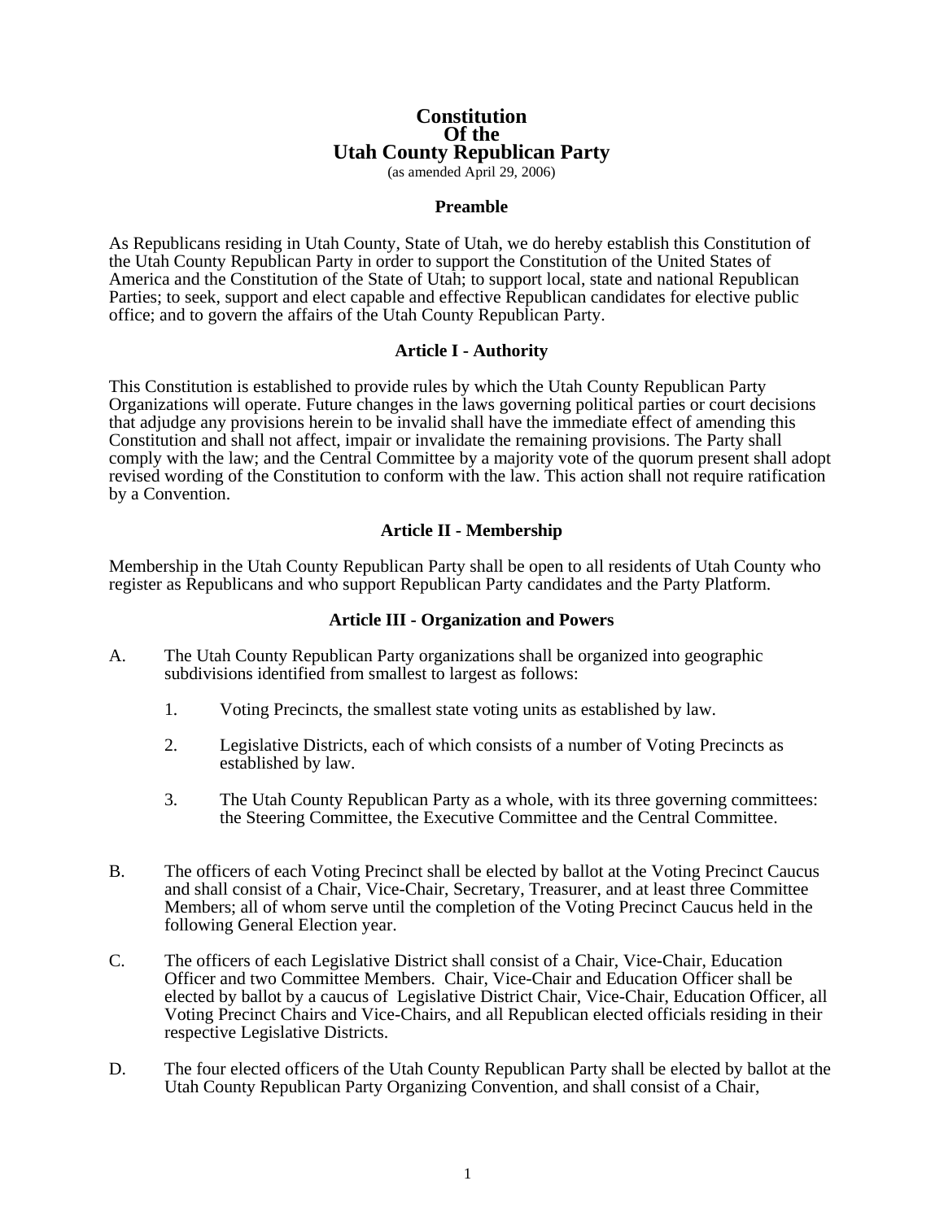# Constitution
# Of the
# Utah County Republican Party

(as amended April 29, 2006)

## Preamble

As Republicans residing in Utah County, State of Utah, we do hereby establish this Constitution of the Utah County Republican Party in order to support the Constitution of the United States of America and the Constitution of the State of Utah; to support local, state and national Republican Parties; to seek, support and elect capable and effective Republican candidates for elective public office; and to govern the affairs of the Utah County Republican Party.

## Article I - Authority

This Constitution is established to provide rules by which the Utah County Republican Party Organizations will operate. Future changes in the laws governing political parties or court decisions that adjudge any provisions herein to be invalid shall have the immediate effect of amending this Constitution and shall not affect, impair or invalidate the remaining provisions. The Party shall comply with the law; and the Central Committee by a majority vote of the quorum present shall adopt revised wording of the Constitution to conform with the law. This action shall not require ratification by a Convention.

## Article II - Membership

Membership in the Utah County Republican Party shall be open to all residents of Utah County who register as Republicans and who support Republican Party candidates and the Party Platform.

## Article III - Organization and Powers

A. The Utah County Republican Party organizations shall be organized into geographic subdivisions identified from smallest to largest as follows:

   1. Voting Precincts, the smallest state voting units as established by law.

   2. Legislative Districts, each of which consists of a number of Voting Precincts as established by law.

   3. The Utah County Republican Party as a whole, with its three governing committees: the Steering Committee, the Executive Committee and the Central Committee.

B. The officers of each Voting Precinct shall be elected by ballot at the Voting Precinct Caucus and shall consist of a Chair, Vice-Chair, Secretary, Treasurer, and at least three Committee Members; all of whom serve until the completion of the Voting Precinct Caucus held in the following General Election year.

C. The officers of each Legislative District shall consist of a Chair, Vice-Chair, Education Officer and two Committee Members. Chair, Vice-Chair and Education Officer shall be elected by ballot by a caucus of Legislative District Chair, Vice-Chair, Education Officer, all Voting Precinct Chairs and Vice-Chairs, and all Republican elected officials residing in their respective Legislative Districts.

D. The four elected officers of the Utah County Republican Party shall be elected by ballot at the Utah County Republican Party Organizing Convention, and shall consist of a Chair,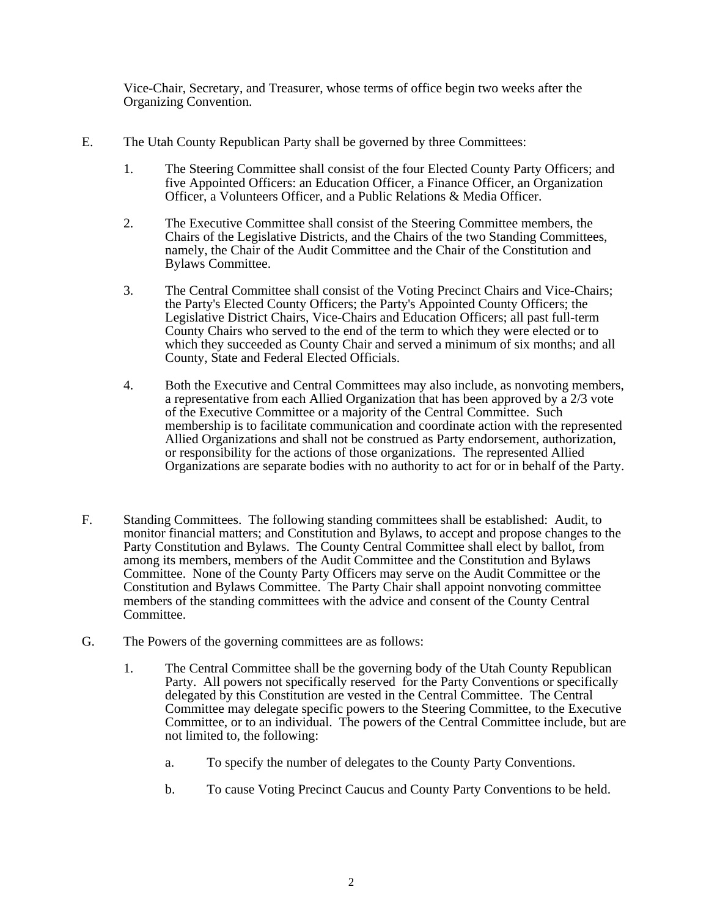Vice-Chair, Secretary, and Treasurer, whose terms of office begin two weeks after the Organizing Convention.

E. The Utah County Republican Party shall be governed by three Committees:

   1. The Steering Committee shall consist of the four Elected County Party Officers; and five Appointed Officers: an Education Officer, a Finance Officer, an Organization Officer, a Volunteers Officer, and a Public Relations & Media Officer.

   2. The Executive Committee shall consist of the Steering Committee members, the Chairs of the Legislative Districts, and the Chairs of the two Standing Committees, namely, the Chair of the Audit Committee and the Chair of the Constitution and Bylaws Committee.

   3. The Central Committee shall consist of the Voting Precinct Chairs and Vice-Chairs; the Party's Elected County Officers; the Party's Appointed County Officers; the Legislative District Chairs, Vice-Chairs and Education Officers; all past full-term County Chairs who served to the end of the term to which they were elected or to which they succeeded as County Chair and served a minimum of six months; and all County, State and Federal Elected Officials.

   4. Both the Executive and Central Committees may also include, as nonvoting members, a representative from each Allied Organization that has been approved by a 2/3 vote of the Executive Committee or a majority of the Central Committee. Such membership is to facilitate communication and coordinate action with the represented Allied Organizations and shall not be construed as Party endorsement, authorization, or responsibility for the actions of those organizations. The represented Allied Organizations are separate bodies with no authority to act for or in behalf of the Party.

F. Standing Committees. The following standing committees shall be established: Audit, to monitor financial matters; and Constitution and Bylaws, to accept and propose changes to the Party Constitution and Bylaws. The County Central Committee shall elect by ballot, from among its members, members of the Audit Committee and the Constitution and Bylaws Committee. None of the County Party Officers may serve on the Audit Committee or the Constitution and Bylaws Committee. The Party Chair shall appoint nonvoting committee members of the standing committees with the advice and consent of the County Central Committee.

G. The Powers of the governing committees are as follows:

   1. The Central Committee shall be the governing body of the Utah County Republican Party. All powers not specifically reserved for the Party Conventions or specifically delegated by this Constitution are vested in the Central Committee. The Central Committee may delegate specific powers to the Steering Committee, to the Executive Committee, or to an individual. The powers of the Central Committee include, but are not limited to, the following:

      a. To specify the number of delegates to the County Party Conventions.

      b. To cause Voting Precinct Caucus and County Party Conventions to be held.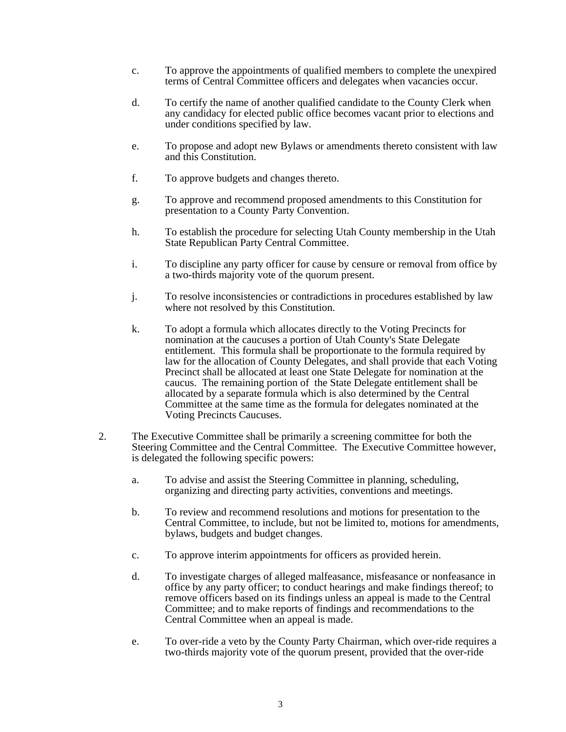c. To approve the appointments of qualified members to complete the unexpired terms of Central Committee officers and delegates when vacancies occur.

d. To certify the name of another qualified candidate to the County Clerk when any candidacy for elected public office becomes vacant prior to elections and under conditions specified by law.

e. To propose and adopt new Bylaws or amendments thereto consistent with law and this Constitution.

f. To approve budgets and changes thereto.

g. To approve and recommend proposed amendments to this Constitution for presentation to a County Party Convention.

h. To establish the procedure for selecting Utah County membership in the Utah State Republican Party Central Committee.

i. To discipline any party officer for cause by censure or removal from office by a two-thirds majority vote of the quorum present.

j. To resolve inconsistencies or contradictions in procedures established by law where not resolved by this Constitution.

k. To adopt a formula which allocates directly to the Voting Precincts for nomination at the caucuses a portion of Utah County's State Delegate entitlement. This formula shall be proportionate to the formula required by law for the allocation of County Delegates, and shall provide that each Voting Precinct shall be allocated at least one State Delegate for nomination at the caucus. The remaining portion of the State Delegate entitlement shall be allocated by a separate formula which is also determined by the Central Committee at the same time as the formula for delegates nominated at the Voting Precincts Caucuses.

2. The Executive Committee shall be primarily a screening committee for both the Steering Committee and the Central Committee. The Executive Committee however, is delegated the following specific powers:

a. To advise and assist the Steering Committee in planning, scheduling, organizing and directing party activities, conventions and meetings.

b. To review and recommend resolutions and motions for presentation to the Central Committee, to include, but not be limited to, motions for amendments, bylaws, budgets and budget changes.

c. To approve interim appointments for officers as provided herein.

d. To investigate charges of alleged malfeasance, misfeasance or nonfeasance in office by any party officer; to conduct hearings and make findings thereof; to remove officers based on its findings unless an appeal is made to the Central Committee; and to make reports of findings and recommendations to the Central Committee when an appeal is made.

e. To over-ride a veto by the County Party Chairman, which over-ride requires a two-thirds majority vote of the quorum present, provided that the over-ride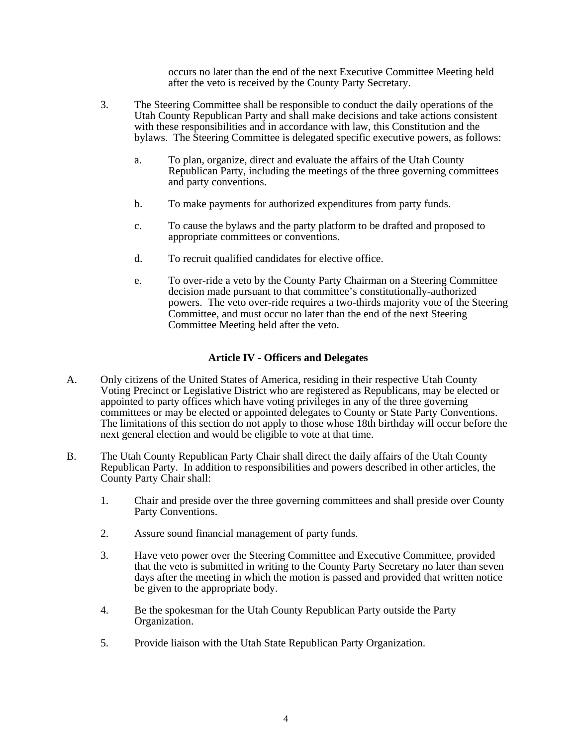occurs no later than the end of the next Executive Committee Meeting held after the veto is received by the County Party Secretary.

3. The Steering Committee shall be responsible to conduct the daily operations of the Utah County Republican Party and shall make decisions and take actions consistent with these responsibilities and in accordance with law, this Constitution and the bylaws. The Steering Committee is delegated specific executive powers, as follows:

   a. To plan, organize, direct and evaluate the affairs of the Utah County Republican Party, including the meetings of the three governing committees and party conventions.

   b. To make payments for authorized expenditures from party funds.

   c. To cause the bylaws and the party platform to be drafted and proposed to appropriate committees or conventions.

   d. To recruit qualified candidates for elective office.

   e. To over-ride a veto by the County Party Chairman on a Steering Committee decision made pursuant to that committee's constitutionally-authorized powers. The veto over-ride requires a two-thirds majority vote of the Steering Committee, and must occur no later than the end of the next Steering Committee Meeting held after the veto.

## Article IV - Officers and Delegates

A. Only citizens of the United States of America, residing in their respective Utah County Voting Precinct or Legislative District who are registered as Republicans, may be elected or appointed to party offices which have voting privileges in any of the three governing committees or may be elected or appointed delegates to County or State Party Conventions. The limitations of this section do not apply to those whose 18th birthday will occur before the next general election and would be eligible to vote at that time.

B. The Utah County Republican Party Chair shall direct the daily affairs of the Utah County Republican Party. In addition to responsibilities and powers described in other articles, the County Party Chair shall:

   1. Chair and preside over the three governing committees and shall preside over County Party Conventions.

   2. Assure sound financial management of party funds.

   3. Have veto power over the Steering Committee and Executive Committee, provided that the veto is submitted in writing to the County Party Secretary no later than seven days after the meeting in which the motion is passed and provided that written notice be given to the appropriate body.

   4. Be the spokesman for the Utah County Republican Party outside the Party Organization.

   5. Provide liaison with the Utah State Republican Party Organization.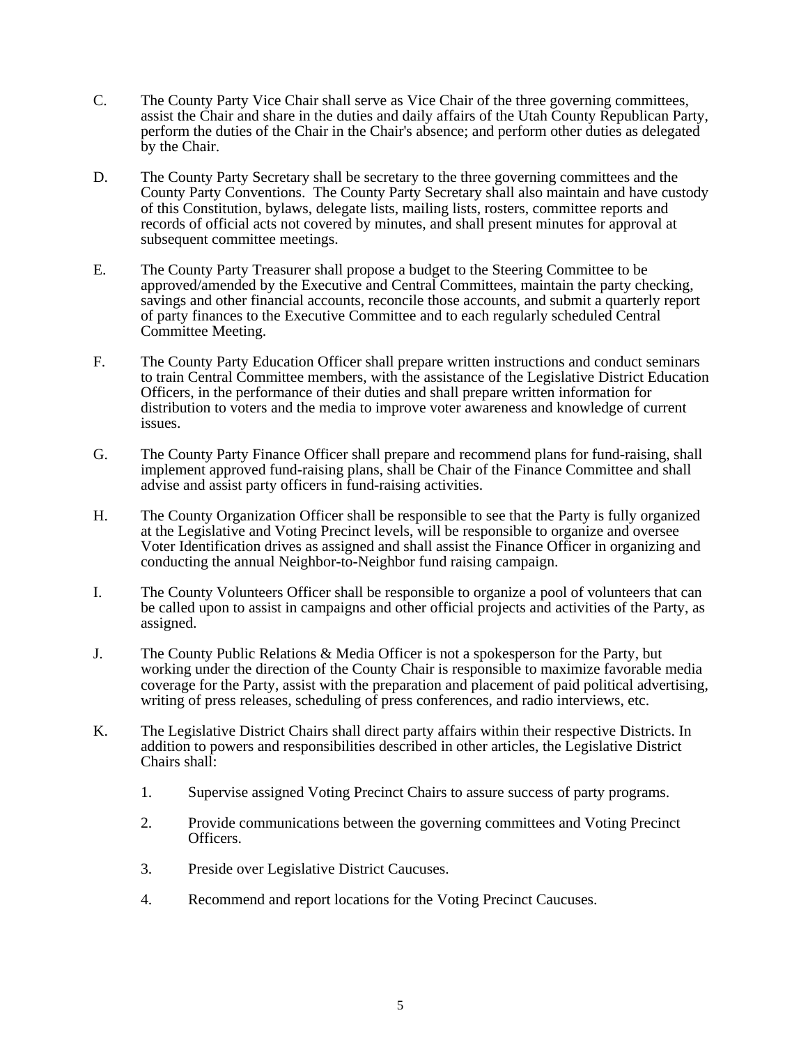C. The County Party Vice Chair shall serve as Vice Chair of the three governing committees, assist the Chair and share in the duties and daily affairs of the Utah County Republican Party, perform the duties of the Chair in the Chair's absence; and perform other duties as delegated by the Chair.

D. The County Party Secretary shall be secretary to the three governing committees and the County Party Conventions. The County Party Secretary shall also maintain and have custody of this Constitution, bylaws, delegate lists, mailing lists, rosters, committee reports and records of official acts not covered by minutes, and shall present minutes for approval at subsequent committee meetings.

E. The County Party Treasurer shall propose a budget to the Steering Committee to be approved/amended by the Executive and Central Committees, maintain the party checking, savings and other financial accounts, reconcile those accounts, and submit a quarterly report of party finances to the Executive Committee and to each regularly scheduled Central Committee Meeting.

F. The County Party Education Officer shall prepare written instructions and conduct seminars to train Central Committee members, with the assistance of the Legislative District Education Officers, in the performance of their duties and shall prepare written information for distribution to voters and the media to improve voter awareness and knowledge of current issues.

G. The County Party Finance Officer shall prepare and recommend plans for fund-raising, shall implement approved fund-raising plans, shall be Chair of the Finance Committee and shall advise and assist party officers in fund-raising activities.

H. The County Organization Officer shall be responsible to see that the Party is fully organized at the Legislative and Voting Precinct levels, will be responsible to organize and oversee Voter Identification drives as assigned and shall assist the Finance Officer in organizing and conducting the annual Neighbor-to-Neighbor fund raising campaign.

I. The County Volunteers Officer shall be responsible to organize a pool of volunteers that can be called upon to assist in campaigns and other official projects and activities of the Party, as assigned.

J. The County Public Relations & Media Officer is not a spokesperson for the Party, but working under the direction of the County Chair is responsible to maximize favorable media coverage for the Party, assist with the preparation and placement of paid political advertising, writing of press releases, scheduling of press conferences, and radio interviews, etc.

K. The Legislative District Chairs shall direct party affairs within their respective Districts. In addition to powers and responsibilities described in other articles, the Legislative District Chairs shall:

1. Supervise assigned Voting Precinct Chairs to assure success of party programs.

2. Provide communications between the governing committees and Voting Precinct Officers.

3. Preside over Legislative District Caucuses.

4. Recommend and report locations for the Voting Precinct Caucuses.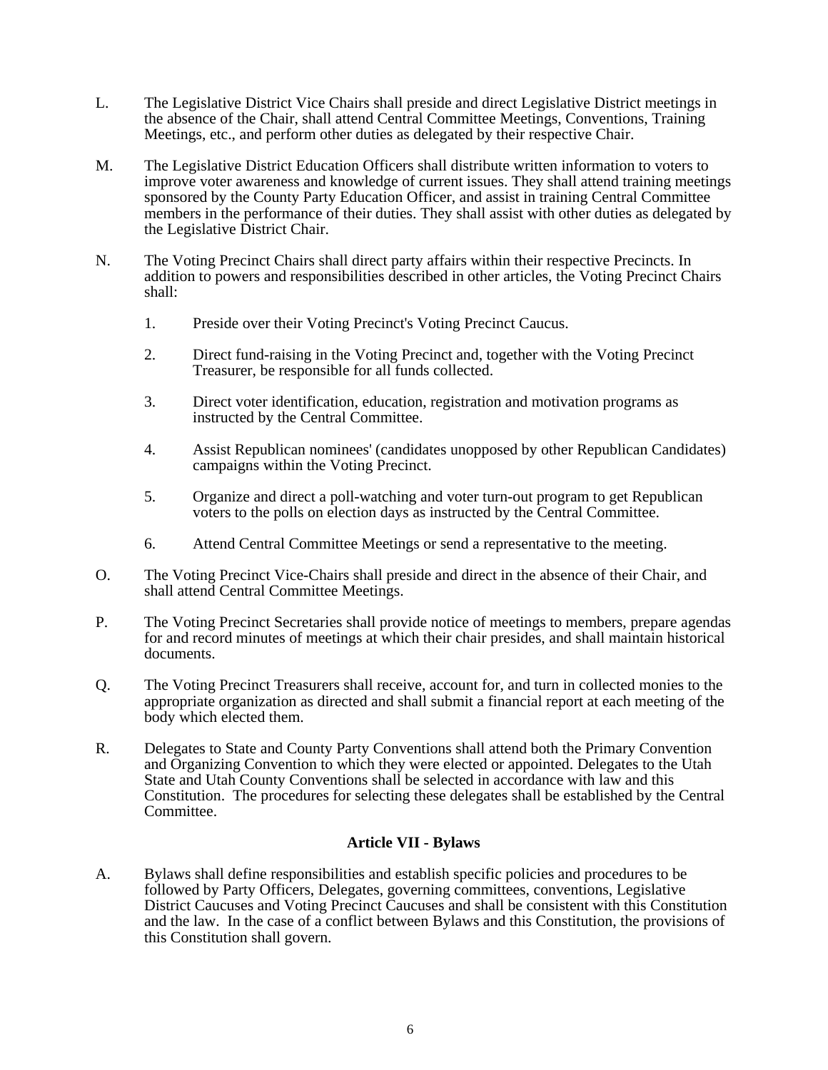L. The Legislative District Vice Chairs shall preside and direct Legislative District meetings in the absence of the Chair, shall attend Central Committee Meetings, Conventions, Training Meetings, etc., and perform other duties as delegated by their respective Chair.

M. The Legislative District Education Officers shall distribute written information to voters to improve voter awareness and knowledge of current issues. They shall attend training meetings sponsored by the County Party Education Officer, and assist in training Central Committee members in the performance of their duties. They shall assist with other duties as delegated by the Legislative District Chair.

N. The Voting Precinct Chairs shall direct party affairs within their respective Precincts. In addition to powers and responsibilities described in other articles, the Voting Precinct Chairs shall:

   1. Preside over their Voting Precinct's Voting Precinct Caucus.

   2. Direct fund-raising in the Voting Precinct and, together with the Voting Precinct Treasurer, be responsible for all funds collected.

   3. Direct voter identification, education, registration and motivation programs as instructed by the Central Committee.

   4. Assist Republican nominees' (candidates unopposed by other Republican Candidates) campaigns within the Voting Precinct.

   5. Organize and direct a poll-watching and voter turn-out program to get Republican voters to the polls on election days as instructed by the Central Committee.

   6. Attend Central Committee Meetings or send a representative to the meeting.

O. The Voting Precinct Vice-Chairs shall preside and direct in the absence of their Chair, and shall attend Central Committee Meetings.

P. The Voting Precinct Secretaries shall provide notice of meetings to members, prepare agendas for and record minutes of meetings at which their chair presides, and shall maintain historical documents.

Q. The Voting Precinct Treasurers shall receive, account for, and turn in collected monies to the appropriate organization as directed and shall submit a financial report at each meeting of the body which elected them.

R. Delegates to State and County Party Conventions shall attend both the Primary Convention and Organizing Convention to which they were elected or appointed. Delegates to the Utah State and Utah County Conventions shall be selected in accordance with law and this Constitution. The procedures for selecting these delegates shall be established by the Central Committee.

## Article VII - Bylaws

A. Bylaws shall define responsibilities and establish specific policies and procedures to be followed by Party Officers, Delegates, governing committees, conventions, Legislative District Caucuses and Voting Precinct Caucuses and shall be consistent with this Constitution and the law. In the case of a conflict between Bylaws and this Constitution, the provisions of this Constitution shall govern.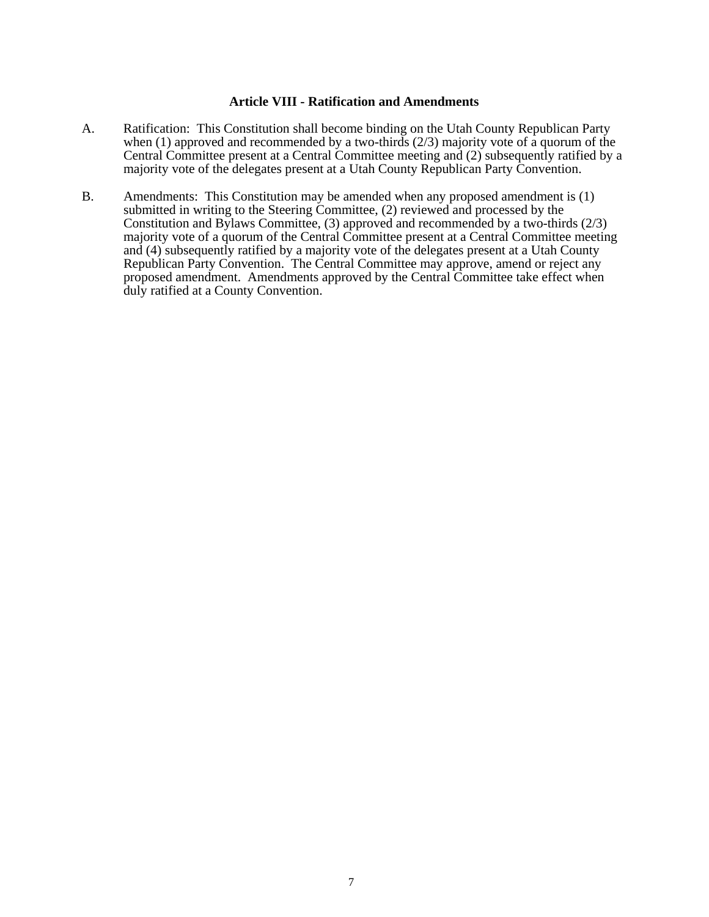## Article VIII - Ratification and Amendments

A. Ratification: This Constitution shall become binding on the Utah County Republican Party when (1) approved and recommended by a two-thirds (2/3) majority vote of a quorum of the Central Committee present at a Central Committee meeting and (2) subsequently ratified by a majority vote of the delegates present at a Utah County Republican Party Convention.

B. Amendments: This Constitution may be amended when any proposed amendment is (1) submitted in writing to the Steering Committee, (2) reviewed and processed by the Constitution and Bylaws Committee, (3) approved and recommended by a two-thirds (2/3) majority vote of a quorum of the Central Committee present at a Central Committee meeting and (4) subsequently ratified by a majority vote of the delegates present at a Utah County Republican Party Convention. The Central Committee may approve, amend or reject any proposed amendment. Amendments approved by the Central Committee take effect when duly ratified at a County Convention.